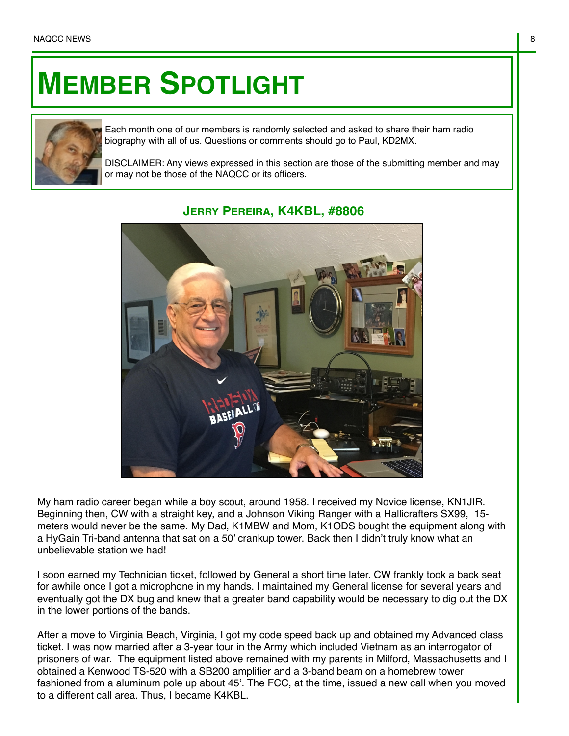# Member Spotlight

Each month one of our members is randomly selected and asked to share their ham radio biography with all of us. Questions or comments should go to Paul, KD2MX.

DISCLAIMER: Any views expressed in this section are those of the submitting member and may or may not be those of the NAQCC or its officers.

## Jerry Pereira, K4KBL, #8806

My ham radio career began while a boy scout, around 1958. I received my Novice license, KN1JIR. Beginning then, CW with a straight key, and a Johnson Viking Ranger with a Hallicrafters SX99, 15-meters would never be the same. My Dad, K1MBW and Mom, K1ODS bought the equipment along with a HyGain Tri-band antenna that sat on a 50' crankup tower. Back then I didn't truly know what an unbelievable station we had!

I soon earned my Technician ticket, followed by General a short time later. CW frankly took a back seat for awhile once I got a microphone in my hands. I maintained my General license for several years and eventually got the DX bug and knew that a greater band capability would be necessary to dig out the DX in the lower portions of the bands.

After a move to Virginia Beach, Virginia, I got my code speed back up and obtained my Advanced class ticket. I was now married after a 3-year tour in the Army which included Vietnam as an interrogator of prisoners of war. The equipment listed above remained with my parents in Milford, Massachusetts and I obtained a Kenwood TS-520 with a SB200 amplifier and a 3-band beam on a homebrew tower fashioned from a aluminum pole up about 45'. The FCC, at the time, issued a new call when you moved to a different call area. Thus, I became K4KBL.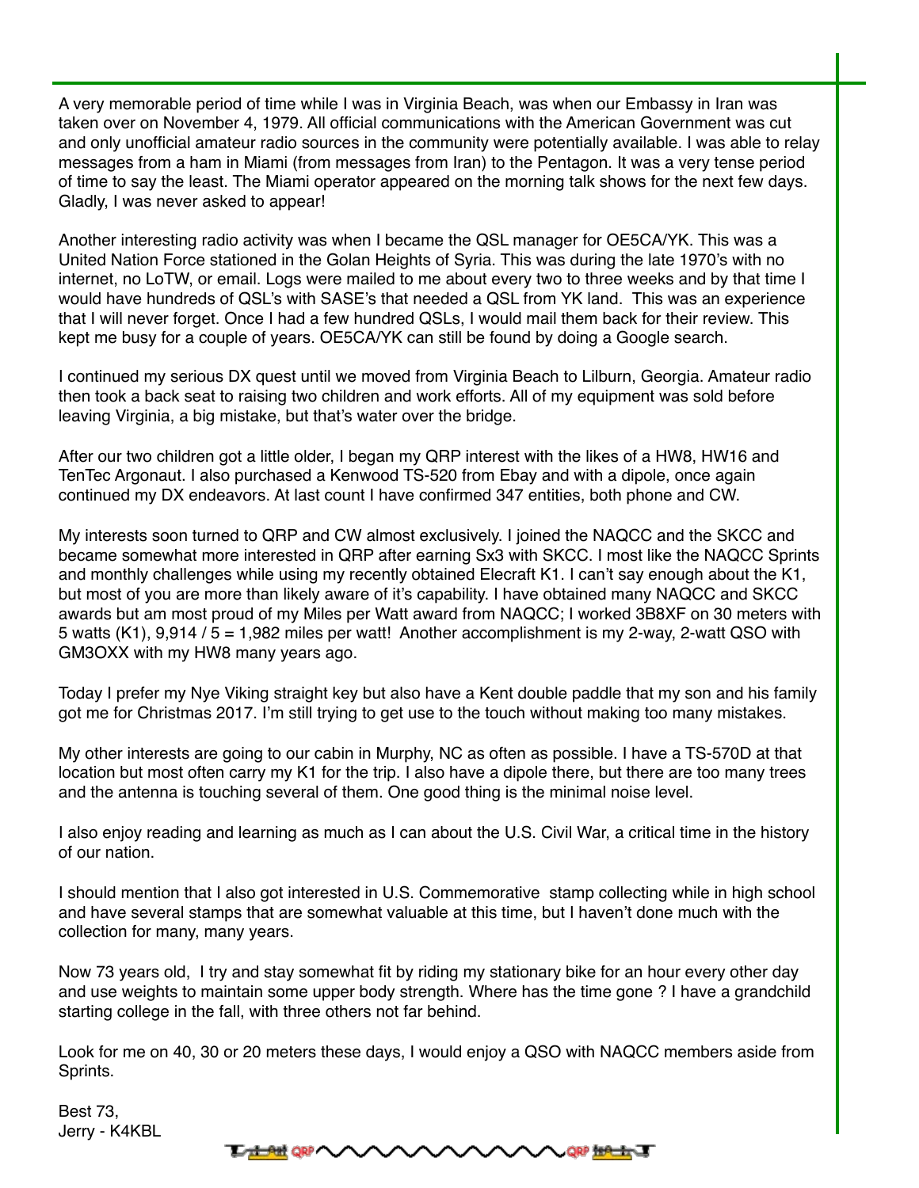A very memorable period of time while I was in Virginia Beach, was when our Embassy in Iran was taken over on November 4, 1979. All official communications with the American Government was cut and only unofficial amateur radio sources in the community were potentially available. I was able to relay messages from a ham in Miami (from messages from Iran) to the Pentagon. It was a very tense period of time to say the least. The Miami operator appeared on the morning talk shows for the next few days. Gladly, I was never asked to appear!

Another interesting radio activity was when I became the QSL manager for OE5CA/YK. This was a United Nation Force stationed in the Golan Heights of Syria. This was during the late 1970's with no internet, no LoTW, or email. Logs were mailed to me about every two to three weeks and by that time I would have hundreds of QSL's with SASE's that needed a QSL from YK land. This was an experience that I will never forget. Once I had a few hundred QSLs, I would mail them back for their review. This kept me busy for a couple of years. OE5CA/YK can still be found by doing a Google search.

I continued my serious DX quest until we moved from Virginia Beach to Lilburn, Georgia. Amateur radio then took a back seat to raising two children and work efforts. All of my equipment was sold before leaving Virginia, a big mistake, but that's water over the bridge.

After our two children got a little older, I began my QRP interest with the likes of a HW8, HW16 and TenTec Argonaut. I also purchased a Kenwood TS-520 from Ebay and with a dipole, once again continued my DX endeavors. At last count I have confirmed 347 entities, both phone and CW.

My interests soon turned to QRP and CW almost exclusively. I joined the NAQCC and the SKCC and became somewhat more interested in QRP after earning Sx3 with SKCC. I most like the NAQCC Sprints and monthly challenges while using my recently obtained Elecraft K1. I can't say enough about the K1, but most of you are more than likely aware of it's capability. I have obtained many NAQCC and SKCC awards but am most proud of my Miles per Watt award from NAQCC; I worked 3B8XF on 30 meters with 5 watts (K1), 9,914 / 5 = 1,982 miles per watt! Another accomplishment is my 2-way, 2-watt QSO with GM3OXX with my HW8 many years ago.

Today I prefer my Nye Viking straight key but also have a Kent double paddle that my son and his family got me for Christmas 2017. I'm still trying to get use to the touch without making too many mistakes.

My other interests are going to our cabin in Murphy, NC as often as possible. I have a TS-570D at that location but most often carry my K1 for the trip. I also have a dipole there, but there are too many trees and the antenna is touching several of them. One good thing is the minimal noise level.

I also enjoy reading and learning as much as I can about the U.S. Civil War, a critical time in the history of our nation.

I should mention that I also got interested in U.S. Commemorative stamp collecting while in high school and have several stamps that are somewhat valuable at this time, but I haven't done much with the collection for many, many years.

Now 73 years old, I try and stay somewhat fit by riding my stationary bike for an hour every other day and use weights to maintain some upper body strength. Where has the time gone ? I have a grandchild starting college in the fall, with three others not far behind.

Look for me on 40, 30 or 20 meters these days, I would enjoy a QSO with NAQCC members aside from Sprints.

Best 73,
Jerry - K4KBL